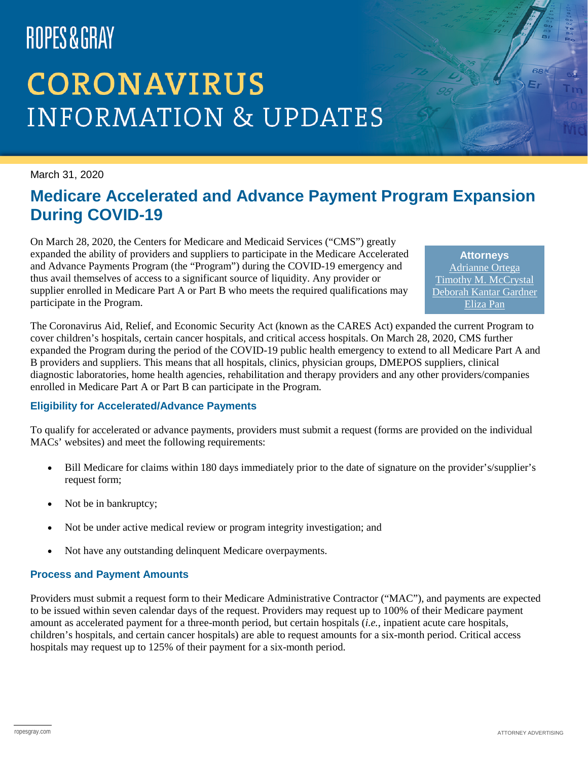ROPES & GRAY

# CORONAVIRUS INFORMATION & UPDATES

March 31, 2020

## Medicare Accelerated and Advance Payment Program Expansion During COVID-19

**Attorneys**
Adrianne Ortega
Timothy M. McCrystal
Deborah Kantar Gardner
Eliza Pan

On March 28, 2020, the Centers for Medicare and Medicaid Services ("CMS") greatly expanded the ability of providers and suppliers to participate in the Medicare Accelerated and Advance Payments Program (the "Program") during the COVID-19 emergency and thus avail themselves of access to a significant source of liquidity. Any provider or supplier enrolled in Medicare Part A or Part B who meets the required qualifications may participate in the Program.

The Coronavirus Aid, Relief, and Economic Security Act (known as the CARES Act) expanded the current Program to cover children's hospitals, certain cancer hospitals, and critical access hospitals. On March 28, 2020, CMS further expanded the Program during the period of the COVID-19 public health emergency to extend to all Medicare Part A and B providers and suppliers. This means that all hospitals, clinics, physician groups, DMEPOS suppliers, clinical diagnostic laboratories, home health agencies, rehabilitation and therapy providers and any other providers/companies enrolled in Medicare Part A or Part B can participate in the Program.

### Eligibility for Accelerated/Advance Payments

To qualify for accelerated or advance payments, providers must submit a request (forms are provided on the individual MACs' websites) and meet the following requirements:

- Bill Medicare for claims within 180 days immediately prior to the date of signature on the provider's/supplier's request form;
- Not be in bankruptcy;
- Not be under active medical review or program integrity investigation; and
- Not have any outstanding delinquent Medicare overpayments.

### Process and Payment Amounts

Providers must submit a request form to their Medicare Administrative Contractor ("MAC"), and payments are expected to be issued within seven calendar days of the request. Providers may request up to 100% of their Medicare payment amount as accelerated payment for a three-month period, but certain hospitals (*i.e.*, inpatient acute care hospitals, children's hospitals, and certain cancer hospitals) are able to request amounts for a six-month period. Critical access hospitals may request up to 125% of their payment for a six-month period.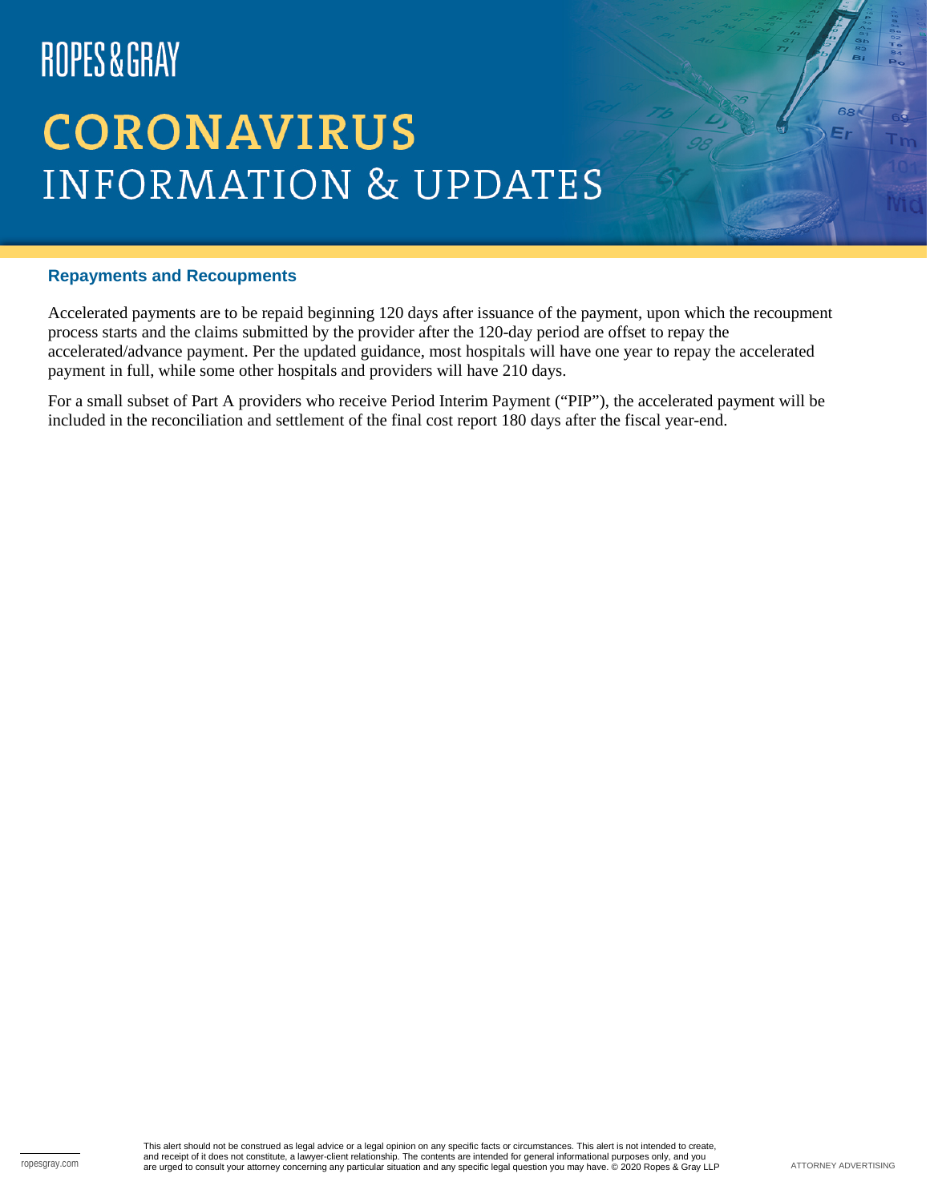## Repayments and Recoupments

Accelerated payments are to be repaid beginning 120 days after issuance of the payment, upon which the recoupment process starts and the claims submitted by the provider after the 120-day period are offset to repay the accelerated/advance payment. Per the updated guidance, most hospitals will have one year to repay the accelerated payment in full, while some other hospitals and providers will have 210 days.

For a small subset of Part A providers who receive Period Interim Payment ("PIP"), the accelerated payment will be included in the reconciliation and settlement of the final cost report 180 days after the fiscal year-end.

This alert should not be construed as legal advice or a legal opinion on any specific facts or circumstances. This alert is not intended to create, and receipt of it does not constitute, a lawyer-client relationship. The contents are intended for general informational purposes only, and you are urged to consult your attorney concerning any particular situation and any specific legal question you may have. © 2020 Ropes & Gray LLP

ATTORNEY ADVERTISING